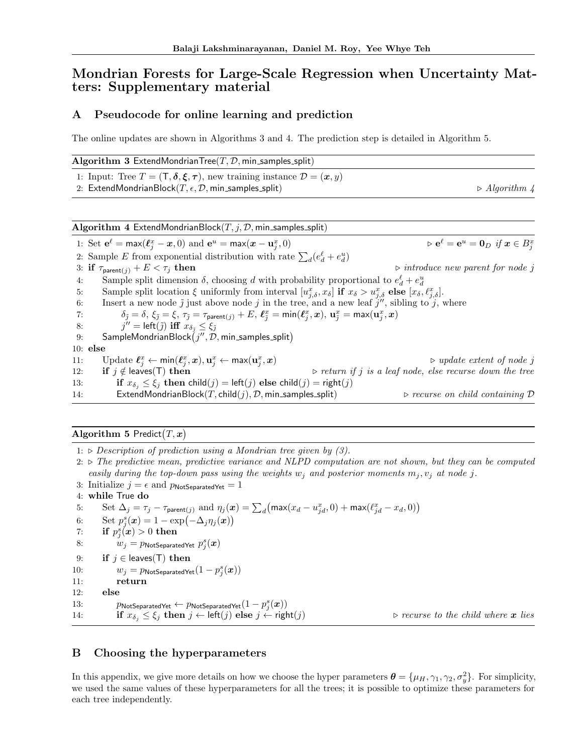# Mondrian Forests for Large-Scale Regression when Uncertainty Matters: Supplementary material

## A Pseudocode for online learning and prediction

The online updates are shown in Algorithms 3 and 4. The prediction step is detailed in Algorithm 5.

**Algorithm 3** ExtendMondrianTree($T, \mathcal{D}$, min_samples_split)

```
1: Input: Tree T = (T, δ, ξ, τ), new training instance D = (x, y)
2: ExtendMondrianBlock(T, ε, D, min_samples_split)                                  ▷ Algorithm 4
```

**Algorithm 4** ExtendMondrianBlock($T, j, \mathcal{D}$, min_samples_split)

```
1: Set e^ℓ = max(ℓ^x_j − x, 0) and e^u = max(x − u^x_j, 0)                 ▷ e^ℓ = e^u = 0_D if x ∈ B^x_j
2: Sample E from exponential distribution with rate Σ_d (e^ℓ_d + e^u_d)
3: if τ_parent(j) + E < τ_j then                                          ▷ introduce new parent for node j
4:     Sample split dimension δ, choosing d with probability proportional to e^ℓ_d + e^u_d
5:     Sample split location ξ uniformly from interval [u^x_{j,δ}, x_δ] if x_δ > u^x_{j,δ} else [x_δ, ℓ^x_{j,δ}].
6:     Insert a new node j̃ just above node j in the tree, and a new leaf j'', sibling to j, where
7:         δ_j̃ = δ, ξ_j̃ = ξ, τ_j̃ = τ_parent(j) + E, ℓ^x_j̃ = min(ℓ^x_j, x), u^x_j̃ = max(u^x_j, x)
8:         j'' = left(j̃) iff x_{δ_j̃} ≤ ξ_j̃
9:     SampleMondrianBlock(j'', D, min_samples_split)
10: else
11:     Update ℓ^x_j ← min(ℓ^x_j, x), u^x_j ← max(u^x_j, x)                          ▷ update extent of node j
12:     if j ∉ leaves(T) then                          ▷ return if j is a leaf node, else recurse down the tree
13:         if x_{δ_j} ≤ ξ_j then child(j) = left(j) else child(j) = right(j)
14:         ExtendMondrianBlock(T, child(j), D, min_samples_split)             ▷ recurse on child containing D
```

**Algorithm 5** Predict($T, \boldsymbol{x}$)

```
1: ▷ Description of prediction using a Mondrian tree given by (3).
2: ▷ The predictive mean, predictive variance and NLPD computation are not shown, but they can be computed
   easily during the top-down pass using the weights w_j and posterior moments m_j, v_j at node j.
3: Initialize j = ε and p_NotSeparatedYet = 1
4: while True do
5:     Set Δ_j = τ_j − τ_parent(j) and η_j(x) = Σ_d (max(x_d − u^x_{jd}, 0) + max(ℓ^x_{jd} − x_d, 0))
6:     Set p^s_j(x) = 1 − exp(−Δ_j η_j(x))
7:     if p^s_j(x) > 0 then
8:         w_j = p_NotSeparatedYet p^s_j(x)
9:     if j ∈ leaves(T) then
10:        w_j = p_NotSeparatedYet (1 − p^s_j(x))
11:        return
12:    else
13:        p_NotSeparatedYet ← p_NotSeparatedYet (1 − p^s_j(x))
14:        if x_{δ_j} ≤ ξ_j then j ← left(j) else j ← right(j)           ▷ recurse to the child where x lies
```

## B Choosing the hyperparameters

In this appendix, we give more details on how we choose the hyper parameters $\boldsymbol{\theta} = \{\mu_H, \gamma_1, \gamma_2, \sigma_y^2\}$. For simplicity, we used the same values of these hyperparameters for all the trees; it is possible to optimize these parameters for each tree independently.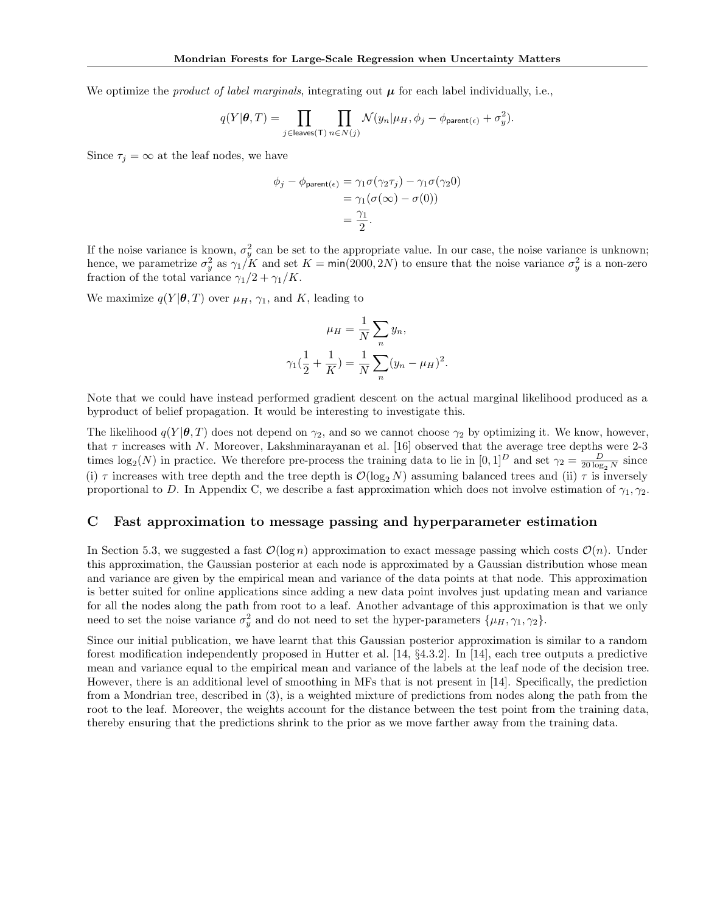We optimize the *product of label marginals*, integrating out $\boldsymbol{\mu}$ for each label individually, i.e.,

$$q(Y|\boldsymbol{\theta}, T) = \prod_{j \in \mathsf{leaves}(\mathsf{T})} \prod_{n \in N(j)} \mathcal{N}(y_n | \mu_H, \phi_j - \phi_{\mathsf{parent}(\epsilon)} + \sigma_y^2).$$

Since $\tau_j = \infty$ at the leaf nodes, we have

$$\begin{aligned}
\phi_j - \phi_{\mathsf{parent}(\epsilon)} &= \gamma_1 \sigma(\gamma_2 \tau_j) - \gamma_1 \sigma(\gamma_2 0) \\
&= \gamma_1(\sigma(\infty) - \sigma(0)) \\
&= \frac{\gamma_1}{2}.
\end{aligned}$$

If the noise variance is known, $\sigma_y^2$ can be set to the appropriate value. In our case, the noise variance is unknown; hence, we parametrize $\sigma_y^2$ as $\gamma_1/K$ and set $K = \min(2000, 2N)$ to ensure that the noise variance $\sigma_y^2$ is a non-zero fraction of the total variance $\gamma_1/2 + \gamma_1/K$.

We maximize $q(Y|\boldsymbol{\theta}, T)$ over $\mu_H$, $\gamma_1$, and $K$, leading to

$$\begin{aligned}
\mu_H &= \frac{1}{N} \sum_n y_n, \\
\gamma_1 (\frac{1}{2} + \frac{1}{K}) &= \frac{1}{N} \sum_n (y_n - \mu_H)^2.
\end{aligned}$$

Note that we could have instead performed gradient descent on the actual marginal likelihood produced as a byproduct of belief propagation. It would be interesting to investigate this.

The likelihood $q(Y|\boldsymbol{\theta}, T)$ does not depend on $\gamma_2$, and so we cannot choose $\gamma_2$ by optimizing it. We know, however, that $\tau$ increases with $N$. Moreover, Lakshminarayanan et al. [16] observed that the average tree depths were 2-3 times $\log_2(N)$ in practice. We therefore pre-process the training data to lie in $[0, 1]^D$ and set $\gamma_2 = \frac{D}{20 \log_2 N}$ since (i) $\tau$ increases with tree depth and the tree depth is $\mathcal{O}(\log_2 N)$ assuming balanced trees and (ii) $\tau$ is inversely proportional to $D$. In Appendix C, we describe a fast approximation which does not involve estimation of $\gamma_1, \gamma_2$.

## C Fast approximation to message passing and hyperparameter estimation

In Section 5.3, we suggested a fast $\mathcal{O}(\log n)$ approximation to exact message passing which costs $\mathcal{O}(n)$. Under this approximation, the Gaussian posterior at each node is approximated by a Gaussian distribution whose mean and variance are given by the empirical mean and variance of the data points at that node. This approximation is better suited for online applications since adding a new data point involves just updating mean and variance for all the nodes along the path from root to a leaf. Another advantage of this approximation is that we only need to set the noise variance $\sigma_y^2$ and do not need to set the hyper-parameters $\{\mu_H, \gamma_1, \gamma_2\}$.

Since our initial publication, we have learnt that this Gaussian posterior approximation is similar to a random forest modification independently proposed in Hutter et al. [14, §4.3.2]. In [14], each tree outputs a predictive mean and variance equal to the empirical mean and variance of the labels at the leaf node of the decision tree. However, there is an additional level of smoothing in MFs that is not present in [14]. Specifically, the prediction from a Mondrian tree, described in (3), is a weighted mixture of predictions from nodes along the path from the root to the leaf. Moreover, the weights account for the distance between the test point from the training data, thereby ensuring that the predictions shrink to the prior as we move farther away from the training data.